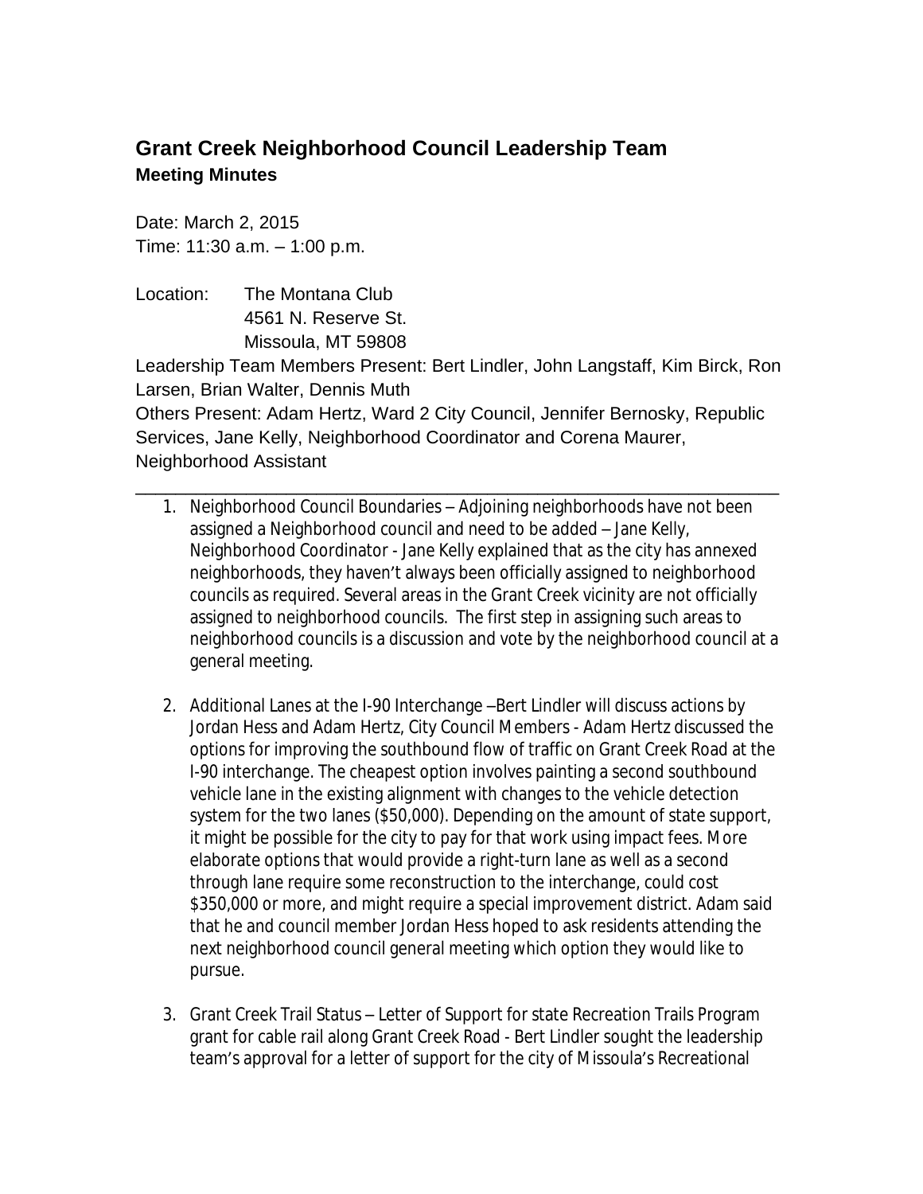# Grant Creek Neighborhood Council Leadership Team

## Meeting Minutes

Date: March 2, 2015
Time: 11:30 a.m. – 1:00 p.m.

Location: The Montana Club
4561 N. Reserve St.
Missoula, MT 59808

Leadership Team Members Present: Bert Lindler, John Langstaff, Kim Birck, Ron Larsen, Brian Walter, Dennis Muth

Others Present: Adam Hertz, Ward 2 City Council, Jennifer Bernosky, Republic Services, Jane Kelly, Neighborhood Coordinator and Corena Maurer, Neighborhood Assistant

---

1. Neighborhood Council Boundaries – Adjoining neighborhoods have not been assigned a Neighborhood council and need to be added – Jane Kelly, Neighborhood Coordinator - Jane Kelly explained that as the city has annexed neighborhoods, they haven't always been officially assigned to neighborhood councils as required. Several areas in the Grant Creek vicinity are not officially assigned to neighborhood councils. The first step in assigning such areas to neighborhood councils is a discussion and vote by the neighborhood council at a general meeting.

2. Additional Lanes at the I-90 Interchange –Bert Lindler will discuss actions by Jordan Hess and Adam Hertz, City Council Members - Adam Hertz discussed the options for improving the southbound flow of traffic on Grant Creek Road at the I-90 interchange. The cheapest option involves painting a second southbound vehicle lane in the existing alignment with changes to the vehicle detection system for the two lanes ($50,000). Depending on the amount of state support, it might be possible for the city to pay for that work using impact fees. More elaborate options that would provide a right-turn lane as well as a second through lane require some reconstruction to the interchange, could cost $350,000 or more, and might require a special improvement district. Adam said that he and council member Jordan Hess hoped to ask residents attending the next neighborhood council general meeting which option they would like to pursue.

3. Grant Creek Trail Status – Letter of Support for state Recreation Trails Program grant for cable rail along Grant Creek Road - Bert Lindler sought the leadership team's approval for a letter of support for the city of Missoula's Recreational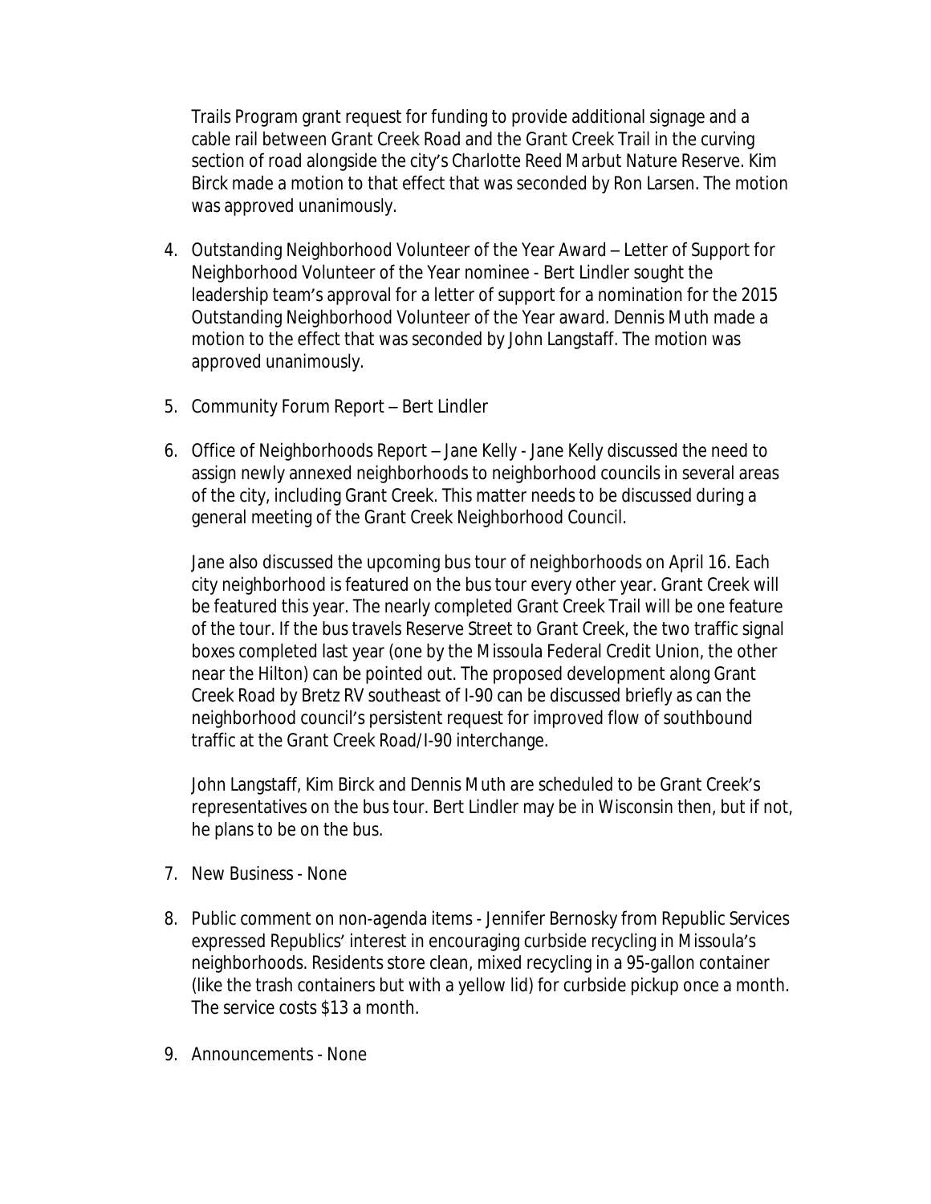Trails Program grant request for funding to provide additional signage and a cable rail between Grant Creek Road and the Grant Creek Trail in the curving section of road alongside the city's Charlotte Reed Marbut Nature Reserve. Kim Birck made a motion to that effect that was seconded by Ron Larsen. The motion was approved unanimously.

4. Outstanding Neighborhood Volunteer of the Year Award – Letter of Support for Neighborhood Volunteer of the Year nominee - Bert Lindler sought the leadership team's approval for a letter of support for a nomination for the 2015 Outstanding Neighborhood Volunteer of the Year award. Dennis Muth made a motion to the effect that was seconded by John Langstaff. The motion was approved unanimously.

5. Community Forum Report – Bert Lindler

6. Office of Neighborhoods Report – Jane Kelly - Jane Kelly discussed the need to assign newly annexed neighborhoods to neighborhood councils in several areas of the city, including Grant Creek. This matter needs to be discussed during a general meeting of the Grant Creek Neighborhood Council.

   Jane also discussed the upcoming bus tour of neighborhoods on April 16. Each city neighborhood is featured on the bus tour every other year. Grant Creek will be featured this year. The nearly completed Grant Creek Trail will be one feature of the tour. If the bus travels Reserve Street to Grant Creek, the two traffic signal boxes completed last year (one by the Missoula Federal Credit Union, the other near the Hilton) can be pointed out. The proposed development along Grant Creek Road by Bretz RV southeast of I-90 can be discussed briefly as can the neighborhood council's persistent request for improved flow of southbound traffic at the Grant Creek Road/I-90 interchange.

   John Langstaff, Kim Birck and Dennis Muth are scheduled to be Grant Creek's representatives on the bus tour. Bert Lindler may be in Wisconsin then, but if not, he plans to be on the bus.

7. New Business - None

8. Public comment on non-agenda items - Jennifer Bernosky from Republic Services expressed Republics' interest in encouraging curbside recycling in Missoula's neighborhoods. Residents store clean, mixed recycling in a 95-gallon container (like the trash containers but with a yellow lid) for curbside pickup once a month. The service costs $13 a month.

9. Announcements - None